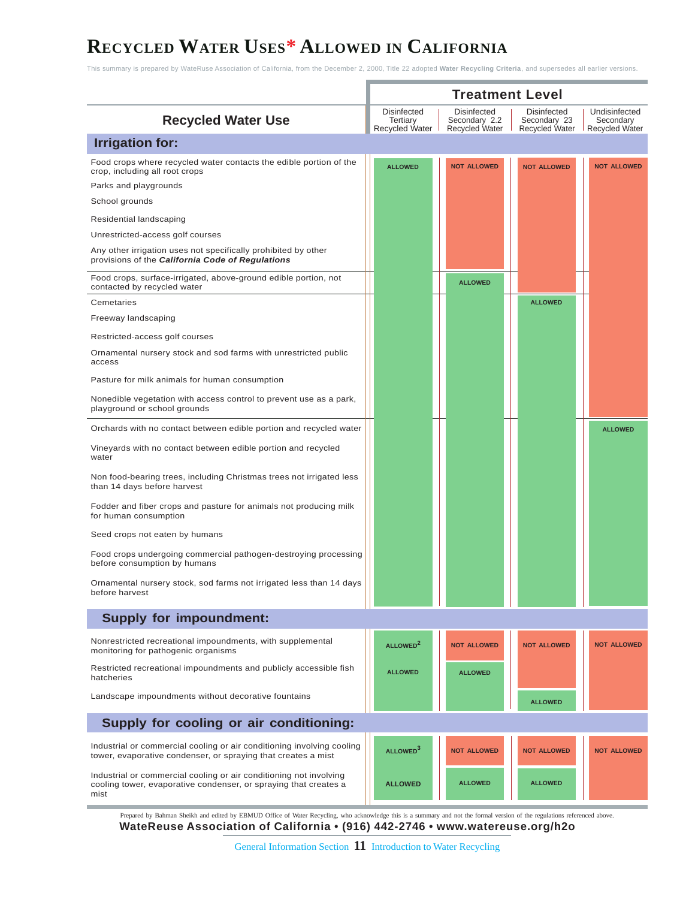# Recycled Water Uses* Allowed in California

This summary is prepared by WateRuse Association of California, from the December 2, 2000, Title 22 adopted **Water Recycling Criteria**, and supersedes all earlier versions.

| Recycled Water Use | Treatment Level | | | |
|---|---|---|---|---|
| | Disinfected Tertiary Recycled Water | Disinfected Secondary 2.2 Recycled Water | Disinfected Secondary 23 Recycled Water | Undisinfected Secondary Recycled Water |
| **Irrigation for:** | | | | |
| Food crops where recycled water contacts the edible portion of the crop, including all root crops | ALLOWED | NOT ALLOWED | NOT ALLOWED | NOT ALLOWED |
| Parks and playgrounds | ALLOWED | NOT ALLOWED | NOT ALLOWED | NOT ALLOWED |
| School grounds | ALLOWED | NOT ALLOWED | NOT ALLOWED | NOT ALLOWED |
| Residential landscaping | ALLOWED | NOT ALLOWED | NOT ALLOWED | NOT ALLOWED |
| Unrestricted-access golf courses | ALLOWED | NOT ALLOWED | NOT ALLOWED | NOT ALLOWED |
| Any other irrigation uses not specifically prohibited by other provisions of the ***California Code of Regulations*** | ALLOWED | NOT ALLOWED | NOT ALLOWED | NOT ALLOWED |
| Food crops, surface-irrigated, above-ground edible portion, not contacted by recycled water | ALLOWED | ALLOWED | NOT ALLOWED | NOT ALLOWED |
| Cemetaries | ALLOWED | ALLOWED | ALLOWED | NOT ALLOWED |
| Freeway landscaping | ALLOWED | ALLOWED | ALLOWED | NOT ALLOWED |
| Restricted-access golf courses | ALLOWED | ALLOWED | ALLOWED | NOT ALLOWED |
| Ornamental nursery stock and sod farms with unrestricted public access | ALLOWED | ALLOWED | ALLOWED | NOT ALLOWED |
| Pasture for milk animals for human consumption | ALLOWED | ALLOWED | ALLOWED | NOT ALLOWED |
| Nonedible vegetation with access control to prevent use as a park, playground or school grounds | ALLOWED | ALLOWED | ALLOWED | NOT ALLOWED |
| Orchards with no contact between edible portion and recycled water | ALLOWED | ALLOWED | ALLOWED | ALLOWED |
| Vineyards with no contact between edible portion and recycled water | ALLOWED | ALLOWED | ALLOWED | ALLOWED |
| Non food-bearing trees, including Christmas trees not irrigated less than 14 days before harvest | ALLOWED | ALLOWED | ALLOWED | ALLOWED |
| Fodder and fiber crops and pasture for animals not producing milk for human consumption | ALLOWED | ALLOWED | ALLOWED | ALLOWED |
| Seed crops not eaten by humans | ALLOWED | ALLOWED | ALLOWED | ALLOWED |
| Food crops undergoing commercial pathogen-destroying processing before consumption by humans | ALLOWED | ALLOWED | ALLOWED | ALLOWED |
| Ornamental nursery stock, sod farms not irrigated less than 14 days before harvest | ALLOWED | ALLOWED | ALLOWED | ALLOWED |
| **Supply for impoundment:** | | | | |
| Nonrestricted recreational impoundments, with supplemental monitoring for pathogenic organisms | ALLOWED[2] | NOT ALLOWED | NOT ALLOWED | NOT ALLOWED |
| Restricted recreational impoundments and publicly accessible fish hatcheries | ALLOWED | ALLOWED | NOT ALLOWED | NOT ALLOWED |
| Landscape impoundments without decorative fountains | ALLOWED | ALLOWED | ALLOWED | NOT ALLOWED |
| **Supply for cooling or air conditioning:** | | | | |
| Industrial or commercial cooling or air conditioning involving cooling tower, evaporative condenser, or spraying that creates a mist | ALLOWED[3] | NOT ALLOWED | NOT ALLOWED | NOT ALLOWED |
| Industrial or commercial cooling or air conditioning not involving cooling tower, evaporative condenser, or spraying that creates a mist | ALLOWED | ALLOWED | ALLOWED | NOT ALLOWED |

Prepared by Bahman Sheikh and edited by EBMUD Office of Water Recycling, who acknowledge this is a summary and not the formal version of the regulations referenced above.

**WateReuse Association of California • (916) 442-2746 • www.watereuse.org/h2o**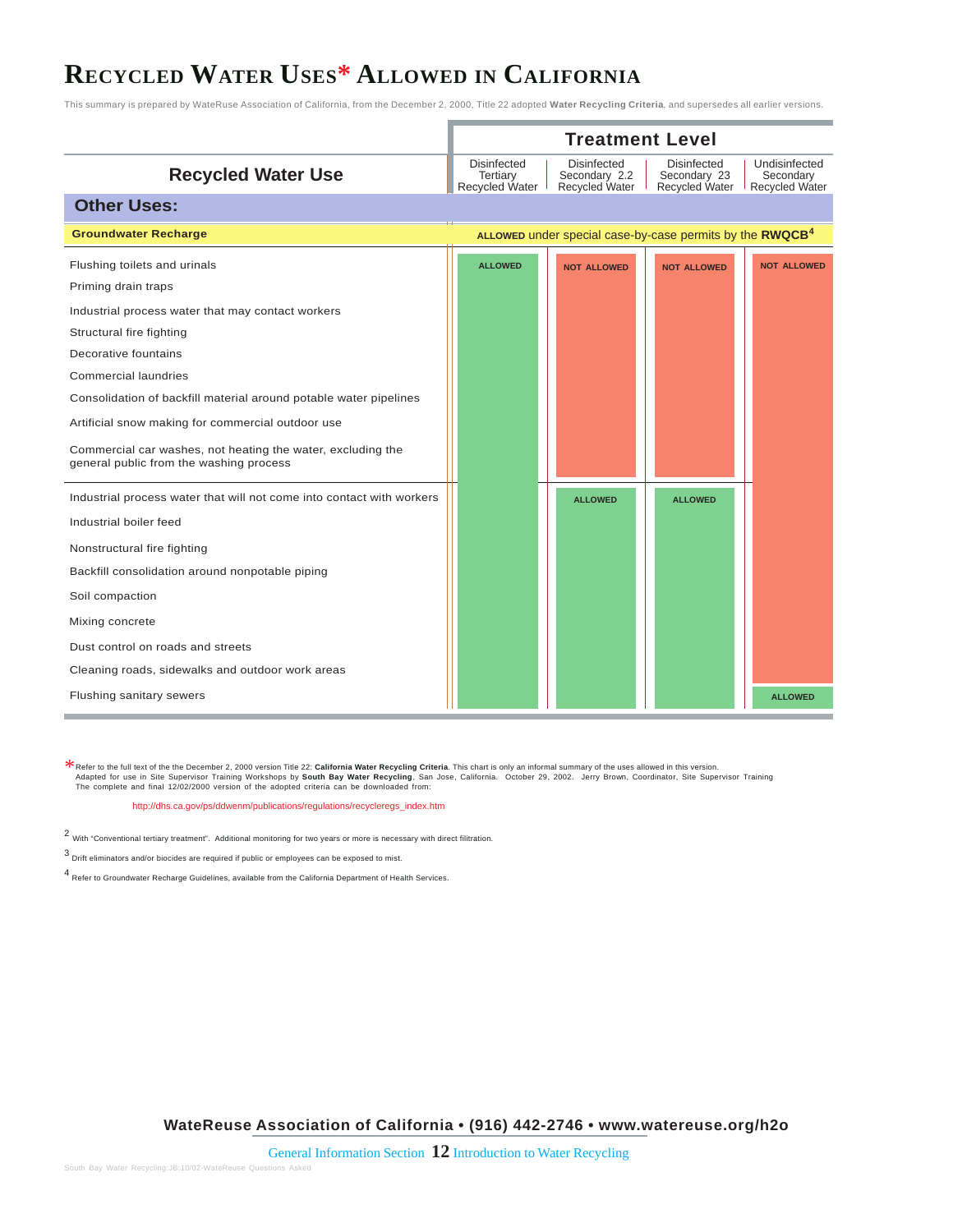# RECYCLED WATER USES* ALLOWED IN CALIFORNIA

This summary is prepared by WateRuse Association of California, from the December 2, 2000, Title 22 adopted **Water Recycling Criteria**, and supersedes all earlier versions.

| Recycled Water Use | Treatment Level: Disinfected Tertiary Recycled Water | Disinfected Secondary 2.2 Recycled Water | Disinfected Secondary 23 Recycled Water | Undisinfected Secondary Recycled Water |
|---|---|---|---|---|
| **Other Uses:** | | | | |
| **Groundwater Recharge** | **ALLOWED** under special case-by-case permits by the **RWQCB**[4] | | | |
| Flushing toilets and urinals | ALLOWED | NOT ALLOWED | NOT ALLOWED | NOT ALLOWED |
| Priming drain traps | ALLOWED | NOT ALLOWED | NOT ALLOWED | NOT ALLOWED |
| Industrial process water that may contact workers | ALLOWED | NOT ALLOWED | NOT ALLOWED | NOT ALLOWED |
| Structural fire fighting | ALLOWED | NOT ALLOWED | NOT ALLOWED | NOT ALLOWED |
| Decorative fountains | ALLOWED | NOT ALLOWED | NOT ALLOWED | NOT ALLOWED |
| Commercial laundries | ALLOWED | NOT ALLOWED | NOT ALLOWED | NOT ALLOWED |
| Consolidation of backfill material around potable water pipelines | ALLOWED | NOT ALLOWED | NOT ALLOWED | NOT ALLOWED |
| Artificial snow making for commercial outdoor use | ALLOWED | NOT ALLOWED | NOT ALLOWED | NOT ALLOWED |
| Commercial car washes, not heating the water, excluding the general public from the washing process | ALLOWED | NOT ALLOWED | NOT ALLOWED | NOT ALLOWED |
| Industrial process water that will not come into contact with workers | ALLOWED | ALLOWED | ALLOWED | NOT ALLOWED |
| Industrial boiler feed | ALLOWED | ALLOWED | ALLOWED | NOT ALLOWED |
| Nonstructural fire fighting | ALLOWED | ALLOWED | ALLOWED | NOT ALLOWED |
| Backfill consolidation around nonpotable piping | ALLOWED | ALLOWED | ALLOWED | NOT ALLOWED |
| Soil compaction | ALLOWED | ALLOWED | ALLOWED | NOT ALLOWED |
| Mixing concrete | ALLOWED | ALLOWED | ALLOWED | NOT ALLOWED |
| Dust control on roads and streets | ALLOWED | ALLOWED | ALLOWED | NOT ALLOWED |
| Cleaning roads, sidewalks and outdoor work areas | ALLOWED | ALLOWED | ALLOWED | NOT ALLOWED |
| Flushing sanitary sewers | ALLOWED | ALLOWED | ALLOWED | ALLOWED |

*Refer to the full text of the the December 2, 2000 version Title 22: **California Water Recycling Criteria**. This chart is only an informal summary of the uses allowed in this version. Adapted for use in Site Supervisor Training Workshops by **South Bay Water Recycling**, San Jose, California. October 29, 2002. Jerry Brown, Coordinator, Site Supervisor Training. The complete and final 12/02/2000 version of the adopted criteria can be downloaded from:

http://dhs.ca.gov/ps/ddwenm/publications/regulations/recycleregs_index.htm

[2] With "Conventional tertiary treatment". Additional monitoring for two years or more is necessary with direct filitration.

[3] Drift eliminators and/or biocides are required if public or employees can be exposed to mist.

[4] Refer to Groundwater Recharge Guidelines, available from the California Department of Health Services.

**WateReuse Association of California • (916) 442-2746 • www.watereuse.org/h2o**